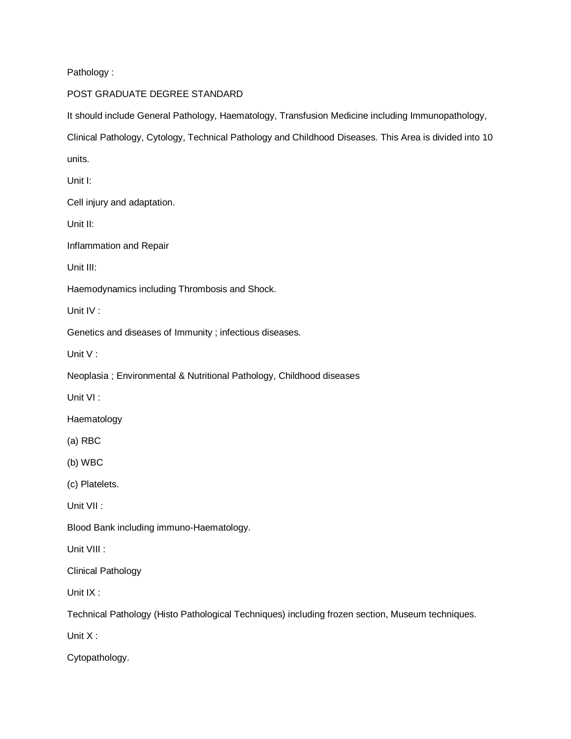Pathology :

POST GRADUATE DEGREE STANDARD

It should include General Pathology, Haematology, Transfusion Medicine including Immunopathology, Clinical Pathology, Cytology, Technical Pathology and Childhood Diseases. This Area is divided into 10 units.

Unit I:

Cell injury and adaptation.

Unit II:

Inflammation and Repair

Unit III:

Haemodynamics including Thrombosis and Shock.

Unit IV :

Genetics and diseases of Immunity ; infectious diseases.

Unit V :

Neoplasia ; Environmental & Nutritional Pathology, Childhood diseases

Unit VI :

Haematology

(a) RBC

(b) WBC

(c) Platelets.

Unit VII :

Blood Bank including immuno-Haematology.

Unit VIII :

Clinical Pathology

Unit IX :

Technical Pathology (Histo Pathological Techniques) including frozen section, Museum techniques.

Unit X :

Cytopathology.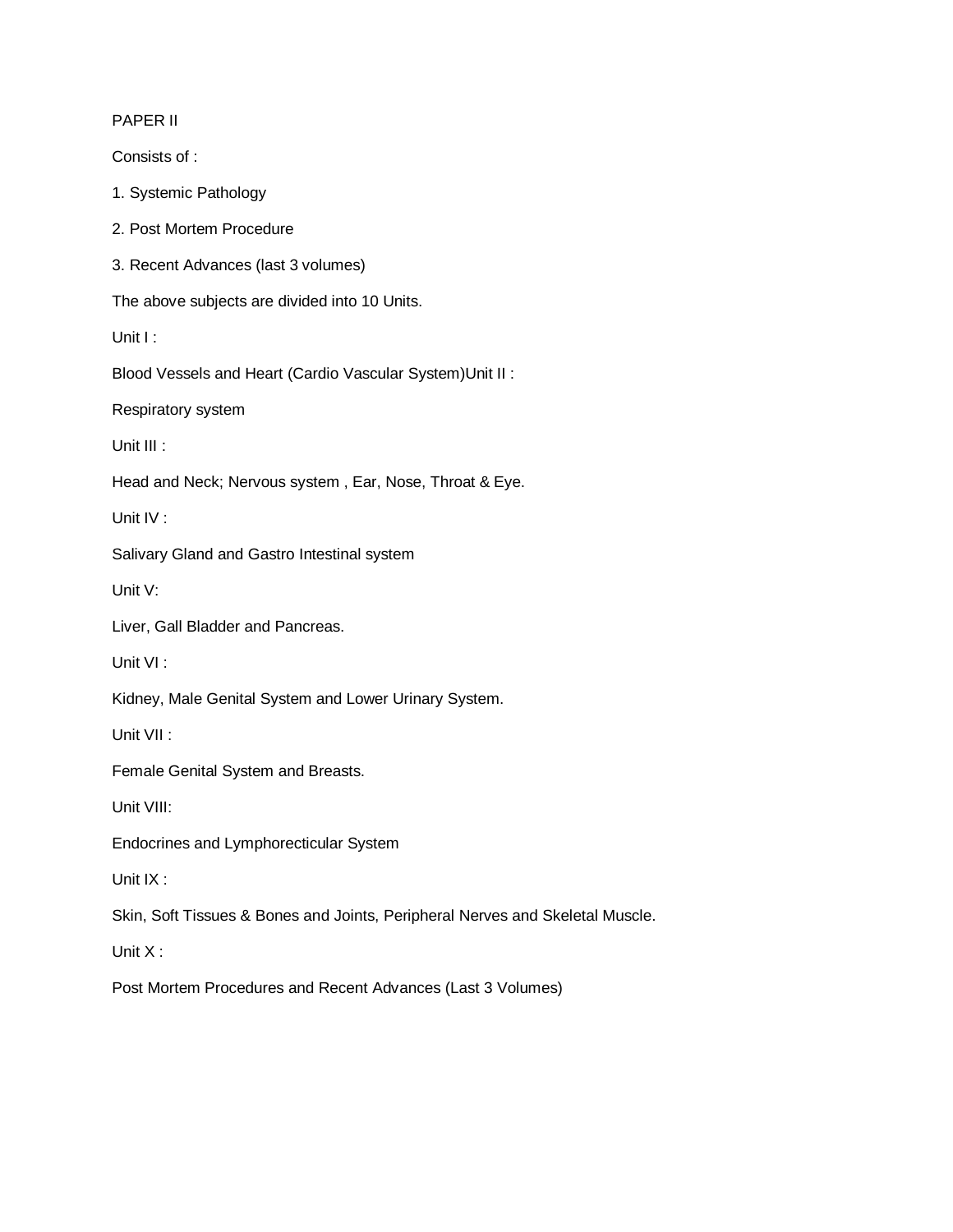PAPER II

Consists of :

1. Systemic Pathology
2. Post Mortem Procedure
3. Recent Advances (last 3 volumes)

The above subjects are divided into 10 Units.

Unit I :

Blood Vessels and Heart (Cardio Vascular System)Unit II :

Respiratory system

Unit III :

Head and Neck; Nervous system , Ear, Nose, Throat & Eye.

Unit IV :

Salivary Gland and Gastro Intestinal system

Unit V:

Liver, Gall Bladder and Pancreas.

Unit VI :

Kidney, Male Genital System and Lower Urinary System.

Unit VII :

Female Genital System and Breasts.

Unit VIII:

Endocrines and Lymphorecticular System

Unit IX :

Skin, Soft Tissues & Bones and Joints, Peripheral Nerves and Skeletal Muscle.

Unit X :

Post Mortem Procedures and Recent Advances (Last 3 Volumes)